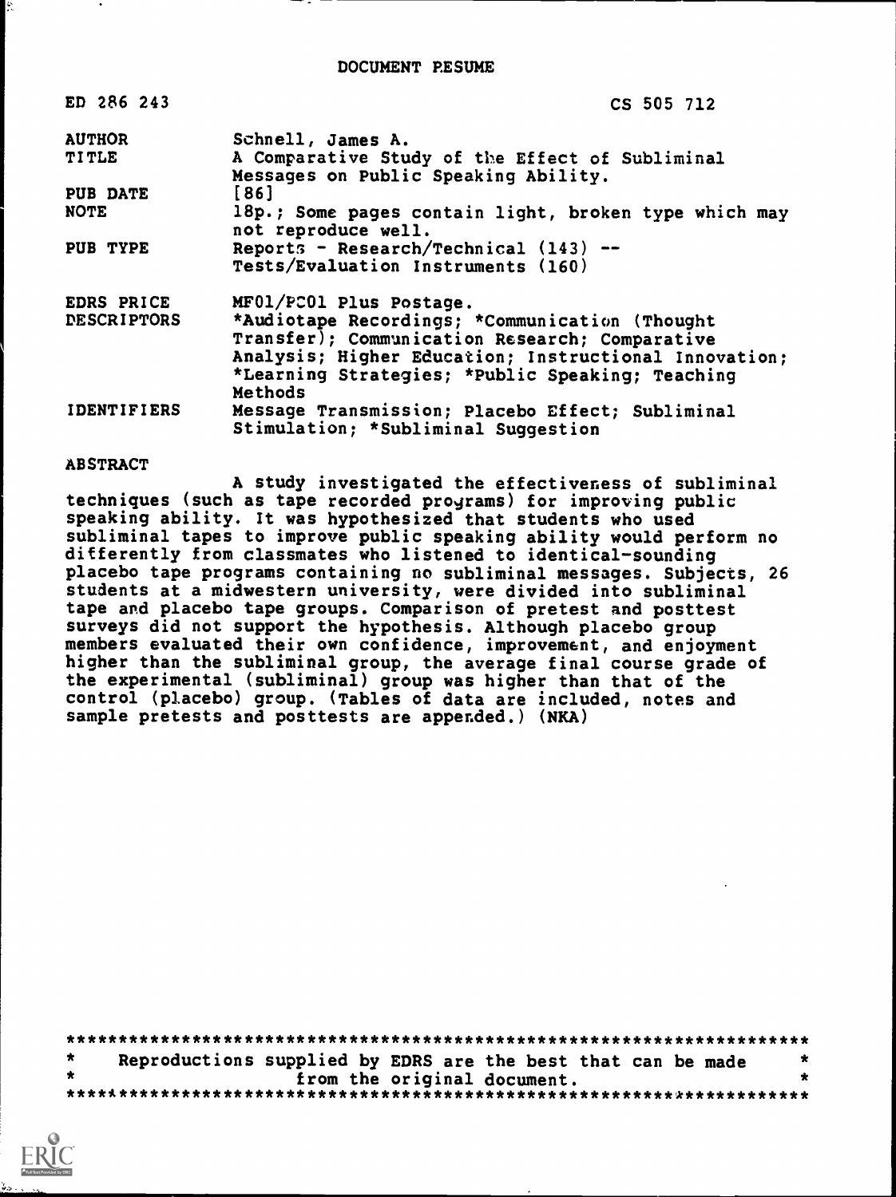DOCUMENT RESUME

| | |
|---|---|
| ED 286 243 | CS 505 712 |
| AUTHOR | Schnell, James A. |
| TITLE | A Comparative Study of the Effect of Subliminal Messages on Public Speaking Ability. |
| PUB DATE | [86] |
| NOTE | 18p.; Some pages contain light, broken type which may not reproduce well. |
| PUB TYPE | Reports - Research/Technical (143) -- Tests/Evaluation Instruments (160) |
| EDRS PRICE | MF01/PC01 Plus Postage. |
| DESCRIPTORS | *Audiotape Recordings; *Communication (Thought Transfer); Communication Research; Comparative Analysis; Higher Education; Instructional Innovation; *Learning Strategies; *Public Speaking; Teaching Methods |
| IDENTIFIERS | Message Transmission; Placebo Effect; Subliminal Stimulation; *Subliminal Suggestion |

ABSTRACT

A study investigated the effectiveness of subliminal techniques (such as tape recorded programs) for improving public speaking ability. It was hypothesized that students who used subliminal tapes to improve public speaking ability would perform no differently from classmates who listened to identical-sounding placebo tape programs containing no subliminal messages. Subjects, 26 students at a midwestern university, were divided into subliminal tape and placebo tape groups. Comparison of pretest and posttest surveys did not support the hypothesis. Although placebo group members evaluated their own confidence, improvement, and enjoyment higher than the subliminal group, the average final course grade of the experimental (subliminal) group was higher than that of the control (placebo) group. (Tables of data are included, notes and sample pretests and posttests are appended.) (NKA)

***********************************************************************
* Reproductions supplied by EDRS are the best that can be made *
* from the original document. *
***********************************************************************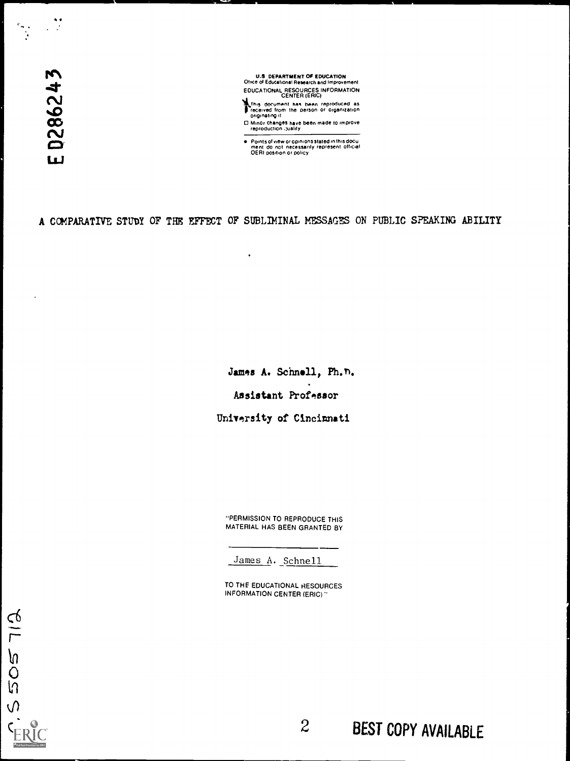ED286243

U.S. DEPARTMENT OF EDUCATION
Office of Educational Research and Improvement
EDUCATIONAL RESOURCES INFORMATION CENTER (ERIC)

- This document has been reproduced as received from the person or organization originating it
- Minor changes have been made to improve reproduction quality
- Points of view or opinions stated in this document do not necessarily represent official OERI position or policy

# A COMPARATIVE STUDY OF THE EFFECT OF SUBLIMINAL MESSAGES ON PUBLIC SPEAKING ABILITY

James A. Schnell, Ph.D.

Assistant Professor

University of Cincinnati

"PERMISSION TO REPRODUCE THIS MATERIAL HAS BEEN GRANTED BY

James A. Schnell

TO THE EDUCATIONAL RESOURCES INFORMATION CENTER (ERIC)."

CS505712

BEST COPY AVAILABLE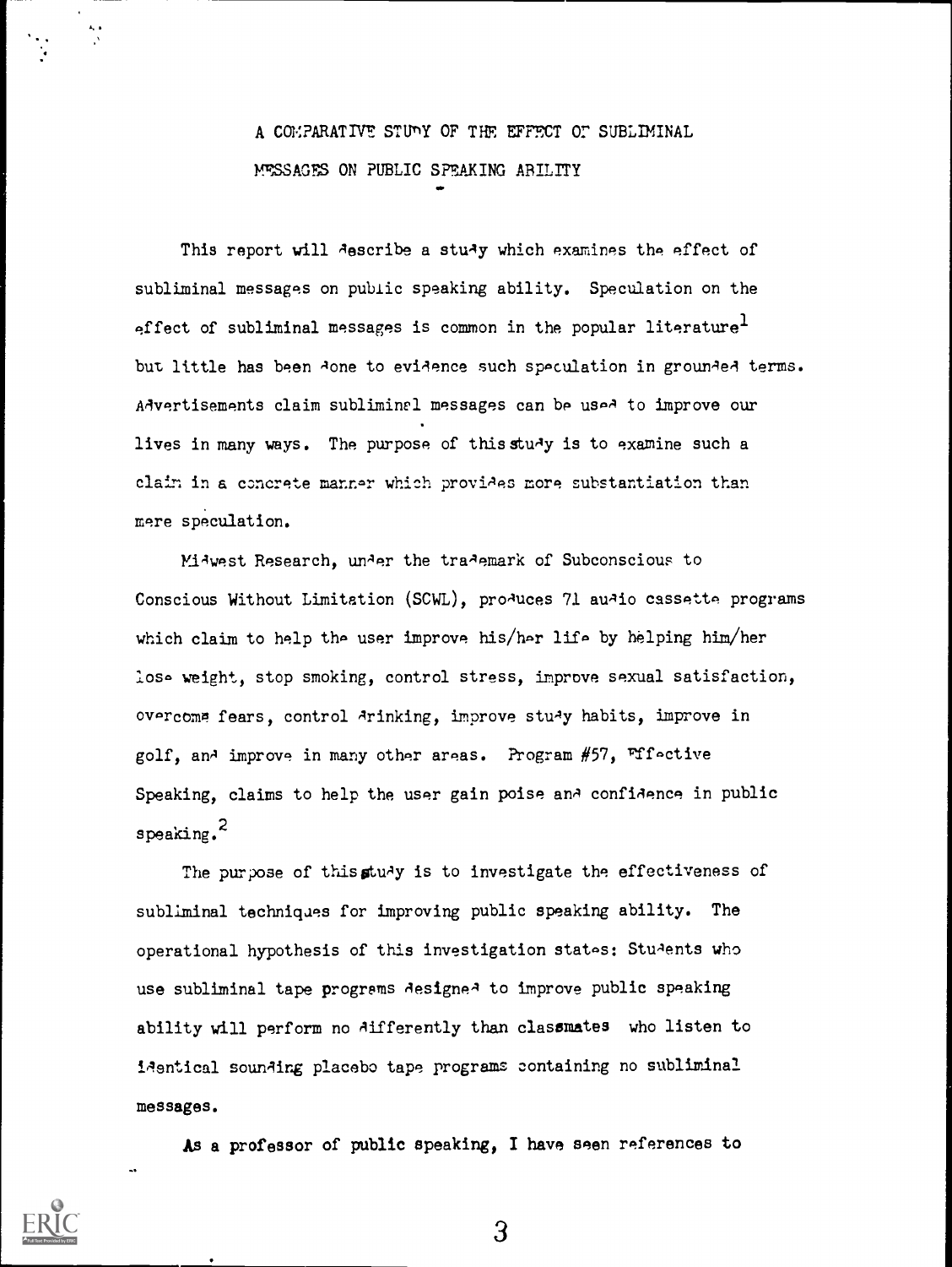# A COMPARATIVE STUDY OF THE EFFECT OF SUBLIMINAL MESSAGES ON PUBLIC SPEAKING ABILITY

This report will describe a study which examines the effect of subliminal messages on public speaking ability. Speculation on the effect of subliminal messages is common in the popular literature[1] but little has been done to evidence such speculation in grounded terms. Advertisements claim subliminal messages can be used to improve our lives in many ways. The purpose of this study is to examine such a claim in a concrete manner which provides more substantiation than mere speculation.

Midwest Research, under the trademark of Subconscious to Conscious Without Limitation (SCWL), produces 71 audio cassette programs which claim to help the user improve his/her life by helping him/her lose weight, stop smoking, control stress, improve sexual satisfaction, overcome fears, control drinking, improve study habits, improve in golf, and improve in many other areas. Program #57, Effective Speaking, claims to help the user gain poise and confidence in public speaking.[2]

The purpose of this study is to investigate the effectiveness of subliminal techniques for improving public speaking ability. The operational hypothesis of this investigation states: Students who use subliminal tape programs designed to improve public speaking ability will perform no differently than classmates who listen to identical sounding placebo tape programs containing no subliminal messages.

As a professor of public speaking, I have seen references to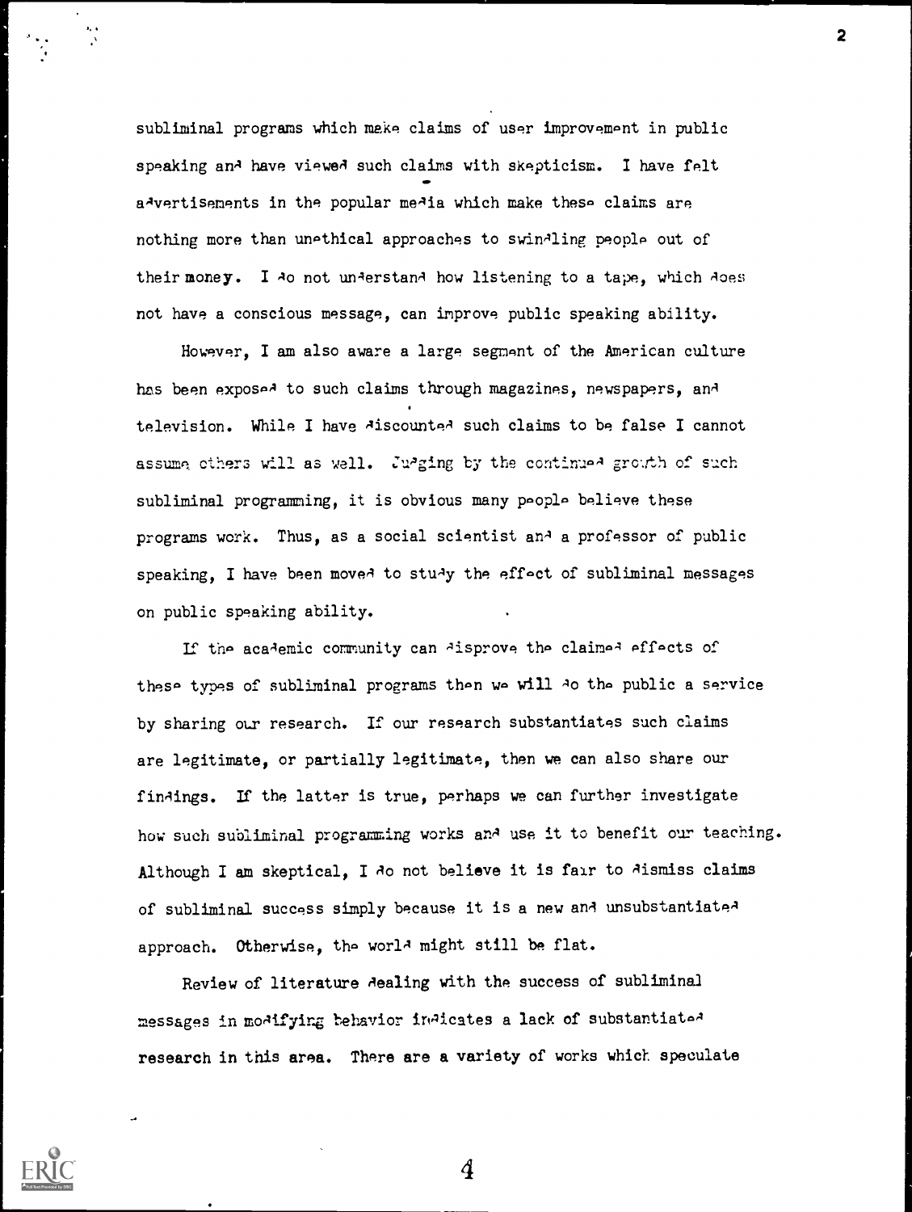subliminal programs which make claims of user improvement in public speaking and have viewed such claims with skepticism. I have felt advertisements in the popular media which make these claims are nothing more than unethical approaches to swindling people out of their money. I do not understand how listening to a tape, which does not have a conscious message, can improve public speaking ability.

However, I am also aware a large segment of the American culture has been exposed to such claims through magazines, newspapers, and television. While I have discounted such claims to be false I cannot assume others will as well. Judging by the continued growth of such subliminal programming, it is obvious many people believe these programs work. Thus, as a social scientist and a professor of public speaking, I have been moved to study the effect of subliminal messages on public speaking ability.

If the academic community can disprove the claimed effects of these types of subliminal programs then we will do the public a service by sharing our research. If our research substantiates such claims are legitimate, or partially legitimate, then we can also share our findings. If the latter is true, perhaps we can further investigate how such subliminal programming works and use it to benefit our teaching. Although I am skeptical, I do not believe it is fair to dismiss claims of subliminal success simply because it is a new and unsubstantiated approach. Otherwise, the world might still be flat.

Review of literature dealing with the success of subliminal messages in modifying behavior indicates a lack of substantiated research in this area. There are a variety of works which speculate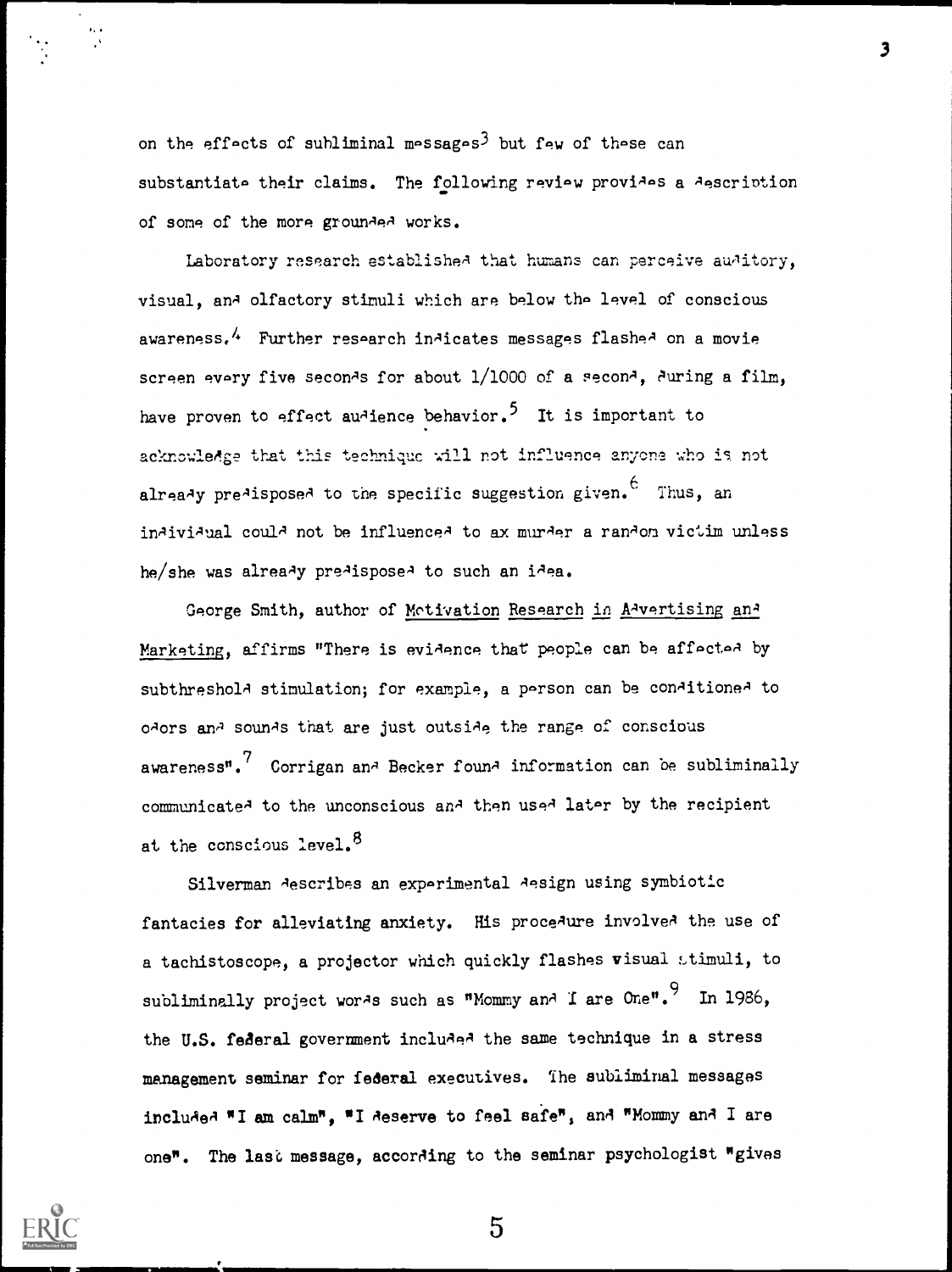on the effects of subliminal messages[3] but few of these can substantiate their claims. The following review provides a description of some of the more grounded works.

Laboratory research established that humans can perceive auditory, visual, and olfactory stimuli which are below the level of conscious awareness.[4] Further research indicates messages flashed on a movie screen every five seconds for about 1/1000 of a second, during a film, have proven to effect audience behavior.[5] It is important to acknowledge that this technique will not influence anyone who is not already predisposed to the specific suggestion given.[6] Thus, an individual could not be influenced to ax murder a random victim unless he/she was already predisposed to such an idea.

George Smith, author of Motivation Research in Advertising and Marketing, affirms "There is evidence that people can be affected by subthreshold stimulation; for example, a person can be conditioned to odors and sounds that are just outside the range of conscious awareness".[7] Corrigan and Becker found information can be subliminally communicated to the unconscious and then used later by the recipient at the conscious level.[8]

Silverman describes an experimental design using symbiotic fantacies for alleviating anxiety. His procedure involved the use of a tachistoscope, a projector which quickly flashes visual stimuli, to subliminally project words such as "Mommy and I are One".[9] In 1986, the U.S. federal government included the same technique in a stress management seminar for federal executives. The subliminal messages included "I am calm", "I deserve to feel safe", and "Mommy and I are one". The last message, according to the seminar psychologist "gives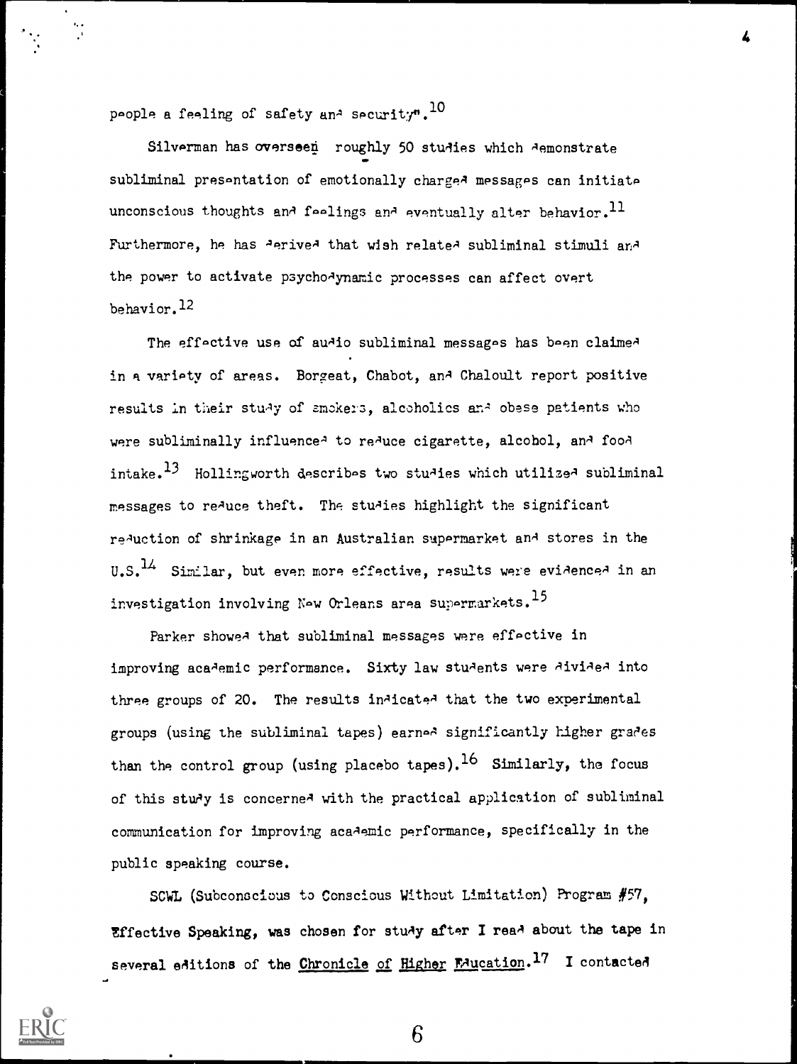people a feeling of safety and security". [10]

Silverman has overseen roughly 50 studies which demonstrate subliminal presentation of emotionally charged messages can initiate unconscious thoughts and feelings and eventually alter behavior. [11] Furthermore, he has derived that wish related subliminal stimuli and the power to activate psychodynamic processes can affect overt behavior. [12]

The effective use of audio subliminal messages has been claimed in a variety of areas. Borgeat, Chabot, and Chaloult report positive results in their study of smokers, alcoholics and obese patients who were subliminally influenced to reduce cigarette, alcohol, and food intake. [13] Hollingworth describes two studies which utilized subliminal messages to reduce theft. The studies highlight the significant reduction of shrinkage in an Australian supermarket and stores in the U.S. [14] Similar, but even more effective, results were evidenced in an investigation involving New Orleans area supermarkets. [15]

Parker showed that subliminal messages were effective in improving academic performance. Sixty law students were divided into three groups of 20. The results indicated that the two experimental groups (using the subliminal tapes) earned significantly higher grades than the control group (using placebo tapes). [16] Similarly, the focus of this study is concerned with the practical application of subliminal communication for improving academic performance, specifically in the public speaking course.

SCWL (Subconscious to Conscious Without Limitation) Program #57, Effective Speaking, was chosen for study after I read about the tape in several editions of the Chronicle of Higher Education. [17] I contacted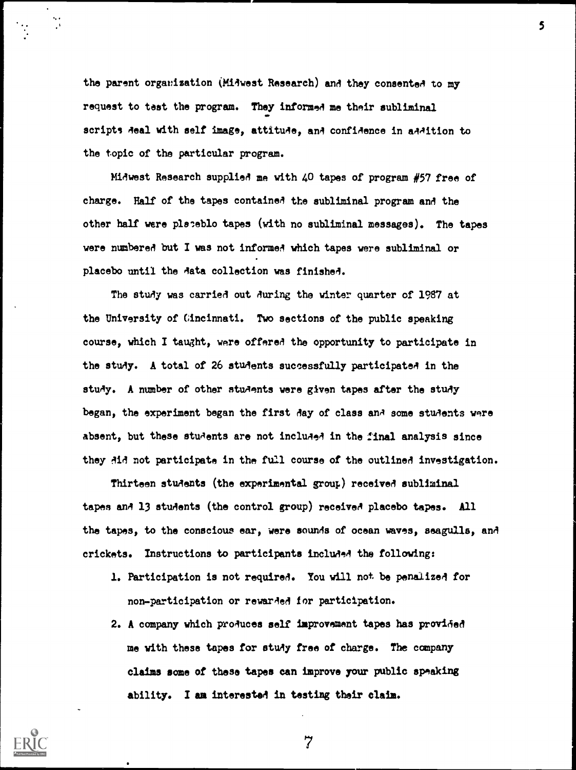the parent organization (Midwest Research) and they consented to my request to test the program. They informed me their subliminal scripts deal with self image, attitude, and confidence in addition to the topic of the particular program.

Midwest Research supplied me with 40 tapes of program #57 free of charge. Half of the tapes contained the subliminal program and the other half were placeblo tapes (with no subliminal messages). The tapes were numbered but I was not informed which tapes were subliminal or placebo until the data collection was finished.

The study was carried out during the winter quarter of 1987 at the University of Cincinnati. Two sections of the public speaking course, which I taught, were offered the opportunity to participate in the study. A total of 26 students successfully participated in the study. A number of other students were given tapes after the study began, the experiment began the first day of class and some students were absent, but these students are not included in the final analysis since they did not participate in the full course of the outlined investigation.

Thirteen students (the experimental group) received subliminal tapes and 13 students (the control group) received placebo tapes. All the tapes, to the conscious ear, were sounds of ocean waves, seagulls, and crickets. Instructions to participants included the following:

1. Participation is not required. You will not be penalized for non-participation or rewarded for participation.
2. A company which produces self improvement tapes has provided me with these tapes for study free of charge. The company claims some of these tapes can improve your public speaking ability. I am interested in testing their claim.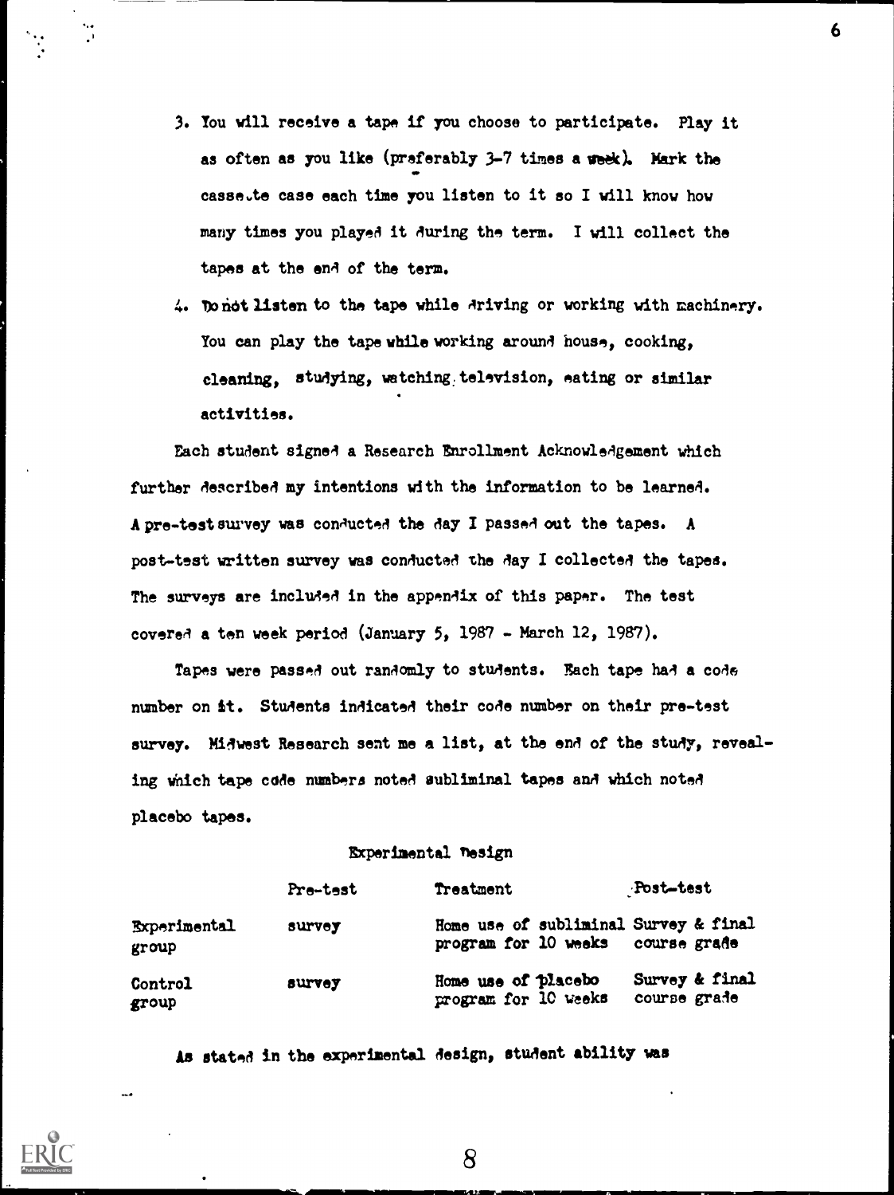3. You will receive a tape if you choose to participate. Play it as often as you like (preferably 3-7 times a week). Mark the cassette case each time you listen to it so I will know how many times you played it during the term. I will collect the tapes at the end of the term.

4. Do not listen to the tape while driving or working with machinery. You can play the tape while working around house, cooking, cleaning, studying, watching television, eating or similar activities.

Each student signed a Research Enrollment Acknowledgement which further described my intentions with the information to be learned. A pre-test survey was conducted the day I passed out the tapes. A post-test written survey was conducted the day I collected the tapes. The surveys are included in the appendix of this paper. The test covered a ten week period (January 5, 1987 - March 12, 1987).

Tapes were passed out randomly to students. Each tape had a code number on it. Students indicated their code number on their pre-test survey. Midwest Research sent me a list, at the end of the study, revealing which tape code numbers noted subliminal tapes and which noted placebo tapes.

Experimental Design

| | Pre-test | Treatment | Post-test |
|---|---|---|---|
| Experimental group | survey | Home use of subliminal program for 10 weeks | Survey & final course grade |
| Control group | survey | Home use of placebo program for 10 weeks | Survey & final course grade |

As stated in the experimental design, student ability was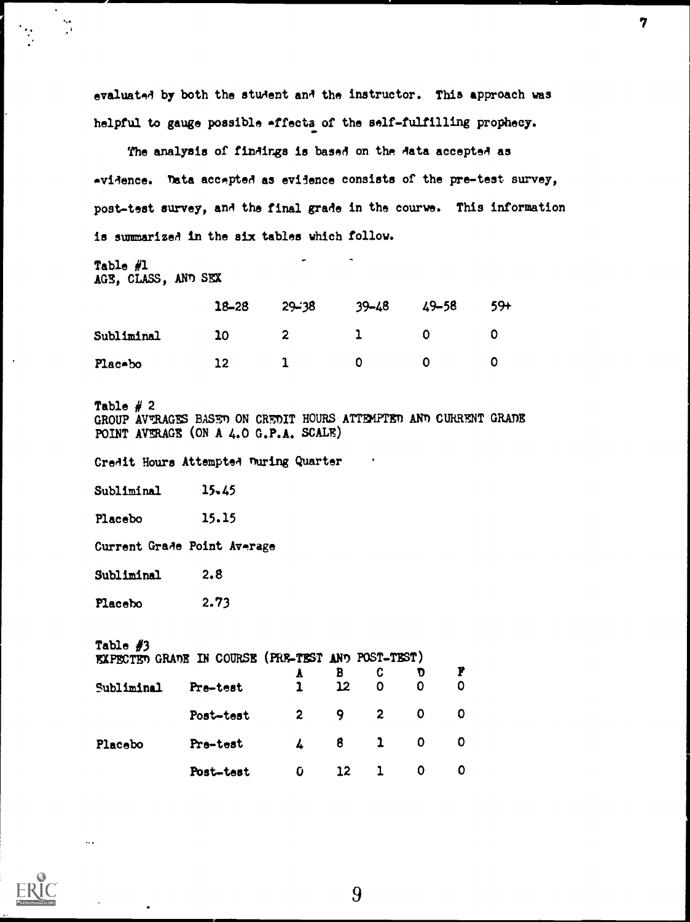evaluated by both the student and the instructor. This approach was helpful to gauge possible effects of the self-fulfilling prophecy.

The analysis of findings is based on the data accepted as evidence. Data accepted as evidence consists of the pre-test survey, post-test survey, and the final grade in the course. This information is summarized in the six tables which follow.

Table #1
AGE, CLASS, AND SEX

| | 18-28 | 29-38 | 39-48 | 49-58 | 59+ |
|---|---|---|---|---|---|
| Subliminal | 10 | 2 | 1 | 0 | 0 |
| Placebo | 12 | 1 | 0 | 0 | 0 |

Table # 2
GROUP AVERAGES BASED ON CREDIT HOURS ATTEMPTED AND CURRENT GRADE POINT AVERAGE (ON A 4.0 G.P.A. SCALE)

Credit Hours Attempted During Quarter

| | |
|---|---|
| Subliminal | 15.45 |
| Placebo | 15.15 |

Current Grade Point Average

| | |
|---|---|
| Subliminal | 2.8 |
| Placebo | 2.73 |

Table #3
EXPECTED GRADE IN COURSE (PRE-TEST AND POST-TEST)

| | | A | B | C | D | F |
|---|---|---|---|---|---|---|
| Subliminal | Pre-test | 1 | 12 | 0 | 0 | 0 |
| | Post-test | 2 | 9 | 2 | 0 | 0 |
| Placebo | Pre-test | 4 | 8 | 1 | 0 | 0 |
| | Post-test | 0 | 12 | 1 | 0 | 0 |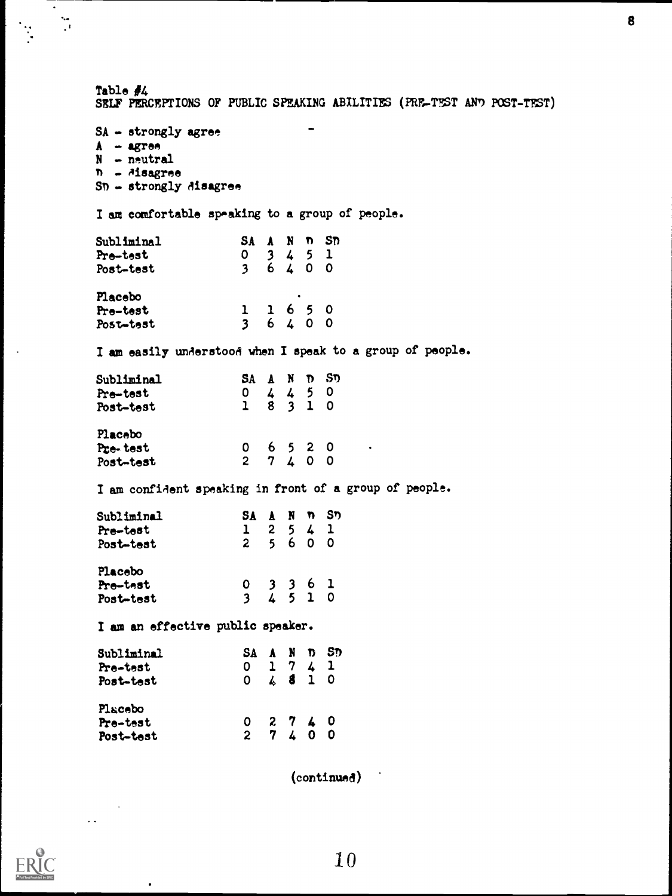Table #4
SELF PERCEPTIONS OF PUBLIC SPEAKING ABILITIES (PRE-TEST AND POST-TEST)

SA - strongly agree
A - agree
N - neutral
D - disagree
SD - strongly disagree

I am comfortable speaking to a group of people.

| Subliminal | SA | A | N | D | SD |
|---|---|---|---|---|---|
| Pre-test | 0 | 3 | 4 | 5 | 1 |
| Post-test | 3 | 6 | 4 | 0 | 0 |
| **Placebo** | | | | | |
| Pre-test | 1 | 1 | 6 | 5 | 0 |
| Post-test | 3 | 6 | 4 | 0 | 0 |

I am easily understood when I speak to a group of people.

| Subliminal | SA | A | N | D | SD |
|---|---|---|---|---|---|
| Pre-test | 0 | 4 | 4 | 5 | 0 |
| Post-test | 1 | 8 | 3 | 1 | 0 |
| **Placebo** | | | | | |
| Pre-test | 0 | 6 | 5 | 2 | 0 |
| Post-test | 2 | 7 | 4 | 0 | 0 |

I am confident speaking in front of a group of people.

| Subliminal | SA | A | N | D | SD |
|---|---|---|---|---|---|
| Pre-test | 1 | 2 | 5 | 4 | 1 |
| Post-test | 2 | 5 | 6 | 0 | 0 |
| **Placebo** | | | | | |
| Pre-test | 0 | 3 | 3 | 6 | 1 |
| Post-test | 3 | 4 | 5 | 1 | 0 |

I am an effective public speaker.

| Subliminal | SA | A | N | D | SD |
|---|---|---|---|---|---|
| Pre-test | 0 | 1 | 7 | 4 | 1 |
| Post-test | 0 | 4 | 8 | 1 | 0 |
| **Placebo** | | | | | |
| Pre-test | 0 | 2 | 7 | 4 | 0 |
| Post-test | 2 | 7 | 4 | 0 | 0 |

(continued)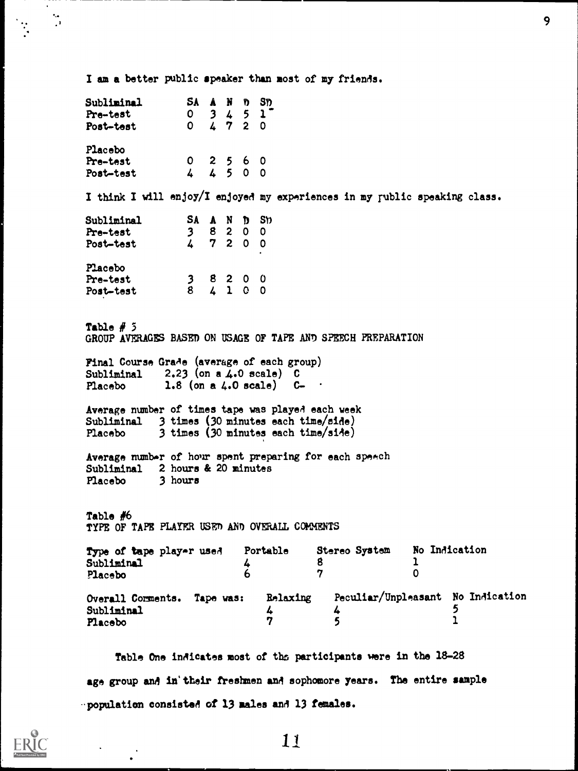I am a better public speaker than most of my friends.

| Subliminal | SA | A | N | D | SD |
|---|---|---|---|---|---|
| Pre-test | 0 | 3 | 4 | 5 | 1 |
| Post-test | 0 | 4 | 7 | 2 | 0 |

| Placebo | SA | A | N | D | SD |
|---|---|---|---|---|---|
| Pre-test | 0 | 2 | 5 | 6 | 0 |
| Post-test | 4 | 4 | 5 | 0 | 0 |

I think I will enjoy/I enjoyed my experiences in my public speaking class.

| Subliminal | SA | A | N | D | SD |
|---|---|---|---|---|---|
| Pre-test | 3 | 8 | 2 | 0 | 0 |
| Post-test | 4 | 7 | 2 | 0 | 0 |

| Placebo | SA | A | N | D | SD |
|---|---|---|---|---|---|
| Pre-test | 3 | 8 | 2 | 0 | 0 |
| Post-test | 8 | 4 | 1 | 0 | 0 |

Table # 5
GROUP AVERAGES BASED ON USAGE OF TAPE AND SPEECH PREPARATION

Final Course Grade (average of each group)
Subliminal 2.23 (on a 4.0 scale) C
Placebo 1.8 (on a 4.0 scale) C-

Average number of times tape was played each week
Subliminal 3 times (30 minutes each time/side)
Placebo 3 times (30 minutes each time/side)

Average number of hour spent preparing for each speech
Subliminal 2 hours & 20 minutes
Placebo 3 hours

Table #6
TYPE OF TAPE PLAYER USED AND OVERALL COMMENTS

| Type of tape player used | Portable | Stereo System | No Indication |
|---|---|---|---|
| Subliminal | 4 | 8 | 1 |
| Placebo | 6 | 7 | 0 |

| Overall Comments. Tape was: | Relaxing | Peculiar/Unpleasant | No Indication |
|---|---|---|---|
| Subliminal | 4 | 4 | 5 |
| Placebo | 7 | 5 | 1 |

Table One indicates most of the participants were in the 18-28 age group and in their freshmen and sophomore years. The entire sample population consisted of 13 males and 13 females.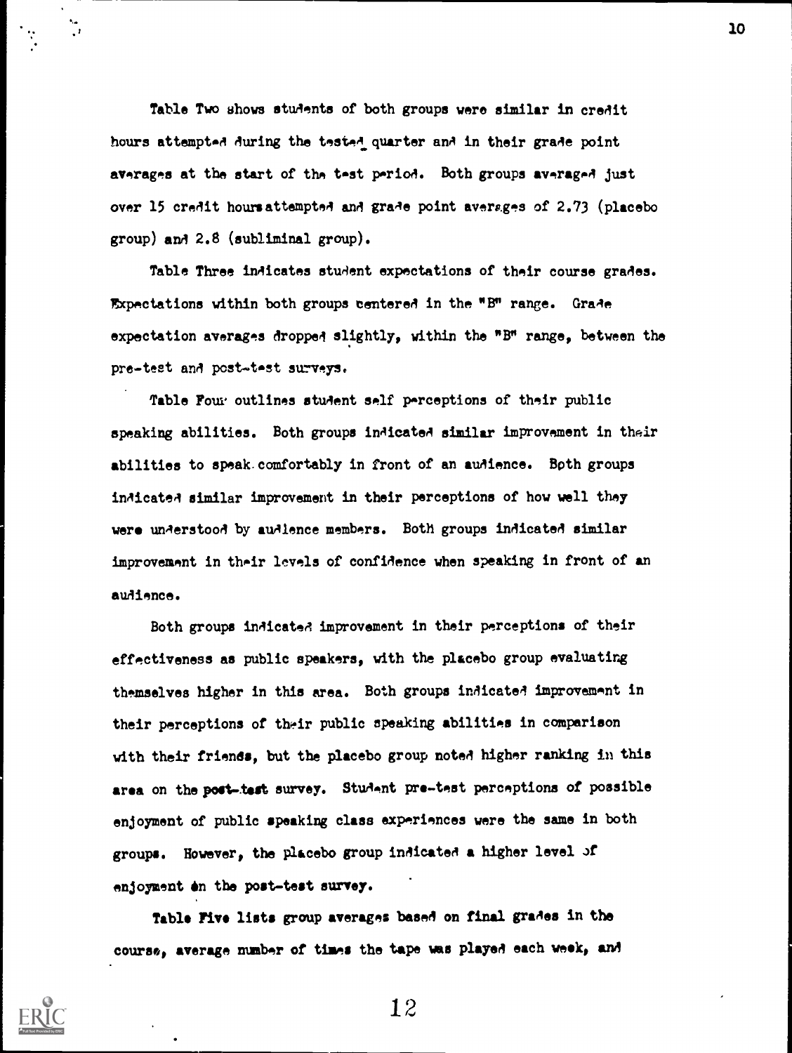Table Two shows students of both groups were similar in credit hours attempted during the tested quarter and in their grade point averages at the start of the test period. Both groups averaged just over 15 credit hours attempted and grade point averages of 2.73 (placebo group) and 2.8 (subliminal group).

Table Three indicates student expectations of their course grades. Expectations within both groups centered in the "B" range. Grade expectation averages dropped slightly, within the "B" range, between the pre-test and post-test surveys.

Table Four outlines student self perceptions of their public speaking abilities. Both groups indicated similar improvement in their abilities to speak comfortably in front of an audience. Both groups indicated similar improvement in their perceptions of how well they were understood by audience members. Both groups indicated similar improvement in their levels of confidence when speaking in front of an audience.

Both groups indicated improvement in their perceptions of their effectiveness as public speakers, with the placebo group evaluating themselves higher in this area. Both groups indicated improvement in their perceptions of their public speaking abilities in comparison with their friends, but the placebo group noted higher ranking in this area on the post-test survey. Student pre-test perceptions of possible enjoyment of public speaking class experiences were the same in both groups. However, the placebo group indicated a higher level of enjoyment on the post-test survey.

Table Five lists group averages based on final grades in the course, average number of times the tape was played each week, and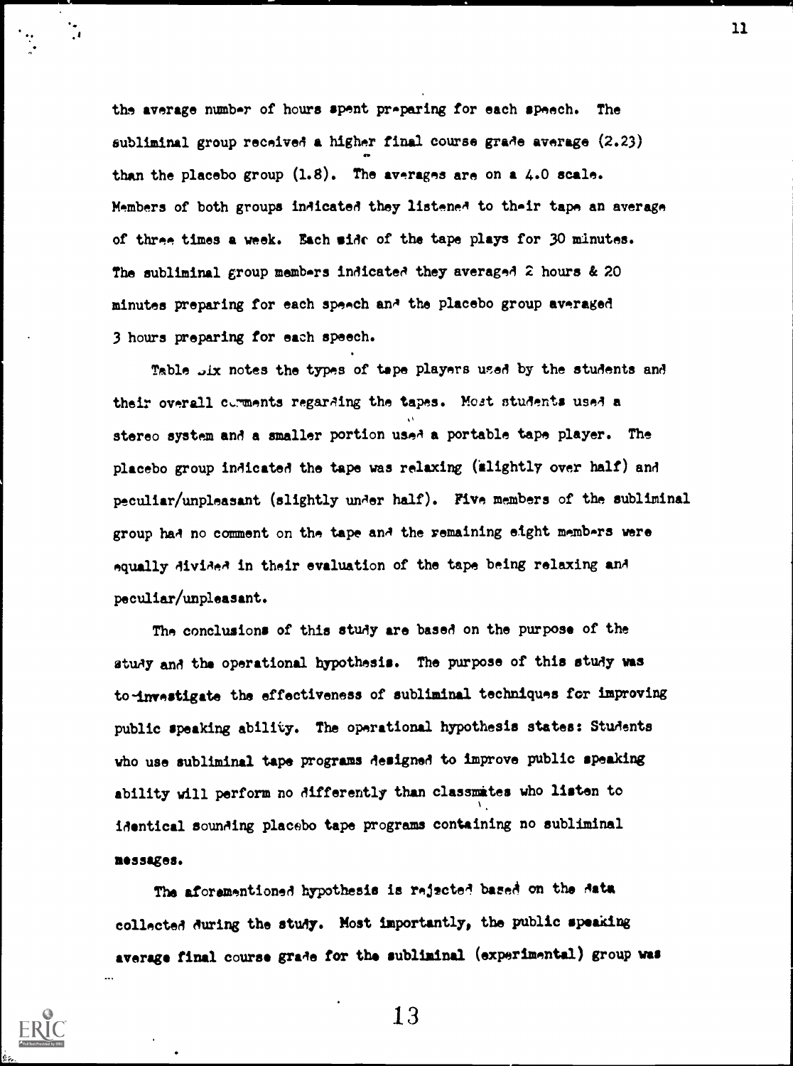the average number of hours spent preparing for each speech. The subliminal group received a higher final course grade average (2.23) than the placebo group (1.8). The averages are on a 4.0 scale. Members of both groups indicated they listened to their tape an average of three times a week. Each side of the tape plays for 30 minutes. The subliminal group members indicated they averaged 2 hours & 20 minutes preparing for each speech and the placebo group averaged 3 hours preparing for each speech.

Table six notes the types of tape players used by the students and their overall comments regarding the tapes. Most students used a stereo system and a smaller portion used a portable tape player. The placebo group indicated the tape was relaxing (slightly over half) and peculiar/unpleasant (slightly under half). Five members of the subliminal group had no comment on the tape and the remaining eight members were equally divided in their evaluation of the tape being relaxing and peculiar/unpleasant.

The conclusions of this study are based on the purpose of the study and the operational hypothesis. The purpose of this study was to investigate the effectiveness of subliminal techniques for improving public speaking ability. The operational hypothesis states: Students who use subliminal tape programs designed to improve public speaking ability will perform no differently than classmates who listen to identical sounding placebo tape programs containing no subliminal messages.

The aforementioned hypothesis is rejected based on the data collected during the study. Most importantly, the public speaking average final course grade for the subliminal (experimental) group was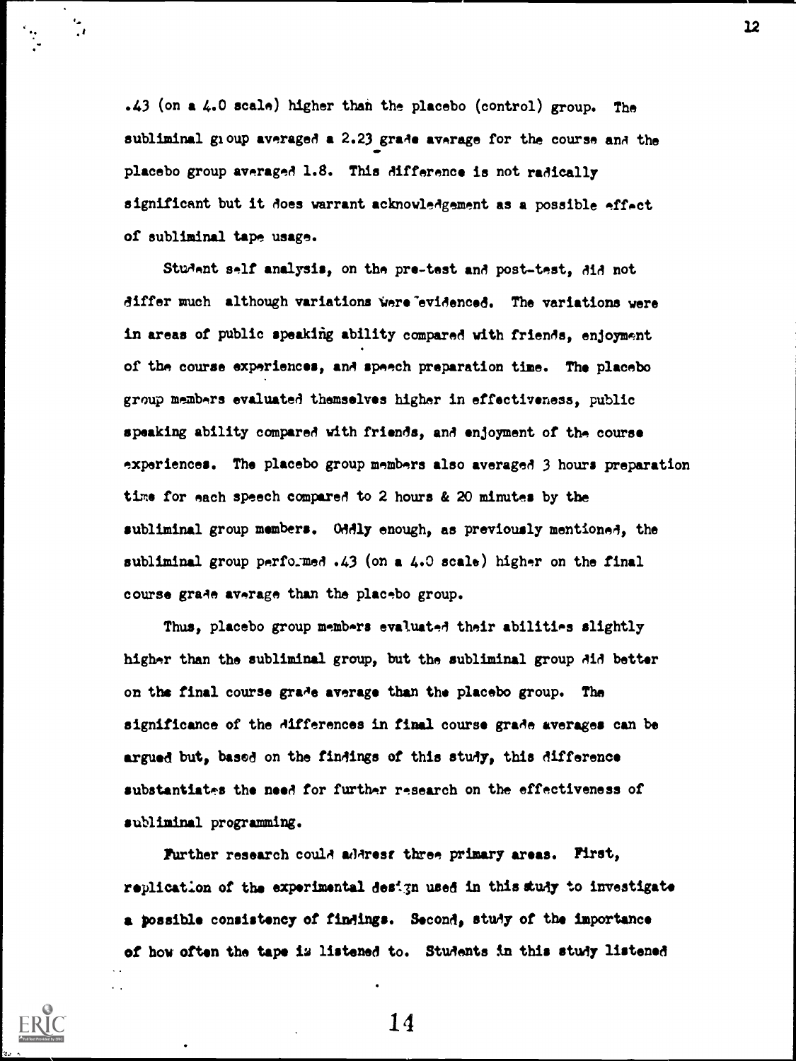.43 (on a 4.0 scale) higher than the placebo (control) group. The subliminal group averaged a 2.23 grade average for the course and the placebo group averaged 1.8. This difference is not radically significant but it does warrant acknowledgement as a possible effect of subliminal tape usage.

Student self analysis, on the pre-test and post-test, did not differ much although variations were evidenced. The variations were in areas of public speaking ability compared with friends, enjoyment of the course experiences, and speech preparation time. The placebo group members evaluated themselves higher in effectiveness, public speaking ability compared with friends, and enjoyment of the course experiences. The placebo group members also averaged 3 hours preparation time for each speech compared to 2 hours & 20 minutes by the subliminal group members. Oddly enough, as previously mentioned, the subliminal group performed .43 (on a 4.0 scale) higher on the final course grade average than the placebo group.

Thus, placebo group members evaluated their abilities slightly higher than the subliminal group, but the subliminal group did better on the final course grade average than the placebo group. The significance of the differences in final course grade averages can be argued but, based on the findings of this study, this difference substantiates the need for further research on the effectiveness of subliminal programming.

Further research could address three primary areas. First, replication of the experimental design used in this study to investigate a possible consistency of findings. Second, study of the importance of how often the tape is listened to. Students in this study listened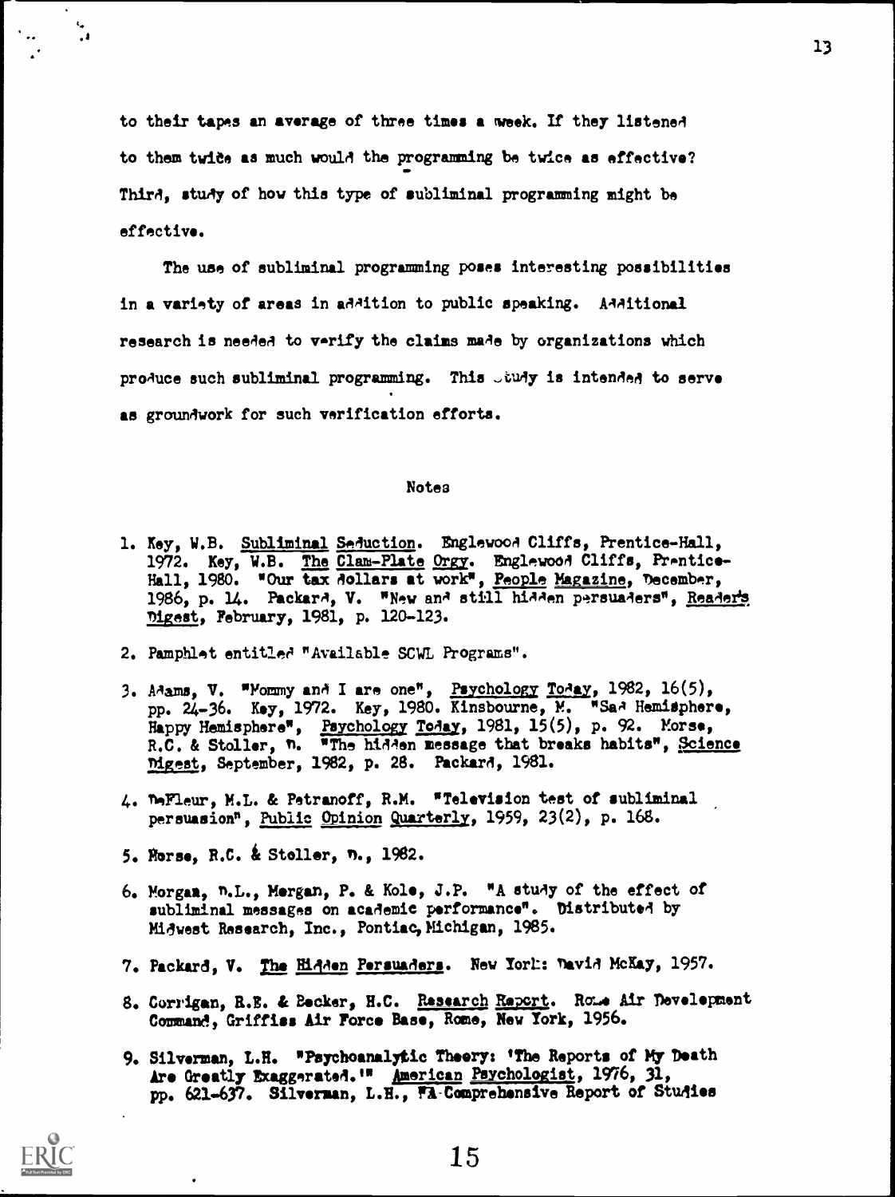to their tapes an average of three times a week. If they listened to them twice as much would the programming be twice as effective? Third, study of how this type of subliminal programming might be effective.

The use of subliminal programming poses interesting possibilities in a variety of areas in addition to public speaking. Additional research is needed to verify the claims made by organizations which produce such subliminal programming. This study is intended to serve as groundwork for such verification efforts.

## Notes

1. Key, W.B. Subliminal Seduction. Englewood Cliffs, Prentice-Hall, 1972. Key, W.B. The Clam-Plate Orgy. Englewood Cliffs, Prentice-Hall, 1980. "Our tax dollars at work", People Magazine, December, 1986, p. 14. Packard, V. "New and still hidden persuaders", Reader's Digest, February, 1981, p. 120-123.

2. Pamphlet entitled "Available SCWL Programs".

3. Adams, V. "Mommy and I are one", Psychology Today, 1982, 16(5), pp. 24-36. Key, 1972. Key, 1980. Kinsbourne, M. "Sad Hemisphere, Happy Hemisphere", Psychology Today, 1981, 15(5), p. 92. Morse, R.C. & Stoller, D. "The hidden message that breaks habits", Science Digest, September, 1982, p. 28. Packard, 1981.

4. DeFleur, M.L. & Petranoff, R.M. "Television test of subliminal persuasion", Public Opinion Quarterly, 1959, 23(2), p. 168.

5. Morse, R.C. & Stoller, D., 1982.

6. Morgan, D.L., Morgan, P. & Kole, J.P. "A study of the effect of subliminal messages on academic performance". Distributed by Midwest Research, Inc., Pontiac, Michigan, 1985.

7. Packard, V. The Hidden Persuaders. New York: David McKay, 1957.

8. Corrigan, R.E. & Becker, H.C. Research Report. Rome Air Development Command, Griffiss Air Force Base, Rome, New York, 1956.

9. Silverman, L.H. "Psychoanalytic Theory: 'The Reports of My Death Are Greatly Exaggerated.'" American Psychologist, 1976, 31, pp. 621-637. Silverman, L.H., "A Comprehensive Report of Studies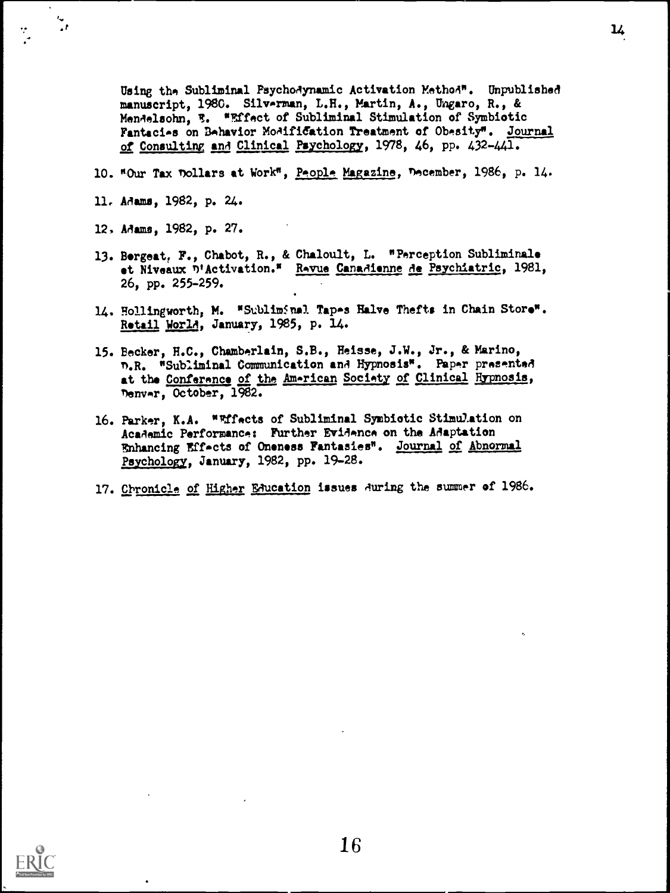Using the Subliminal Psychodynamic Activation Method". Unpublished manuscript, 1980. Silverman, L.H., Martin, A., Ungaro, R., & Mendelsohn, E. "Effect of Subliminal Stimulation of Symbiotic Fantasies on Behavior Modification Treatment of Obesity". Journal of Consulting and Clinical Psychology, 1978, 46, pp. 432-441.

10. "Our Tax Dollars at Work", People Magazine, December, 1986, p. 14.

11. Adams, 1982, p. 24.

12. Adams, 1982, p. 27.

13. Bergeat, F., Chabot, R., & Chaloult, L. "Perception Subliminale et Niveaux D'Activation." Revue Canadienne de Psychiatric, 1981, 26, pp. 255-259.

14. Hollingworth, M. "Subliminal Tapes Halve Thefts in Chain Store". Retail World, January, 1985, p. 14.

15. Becker, H.C., Chamberlain, S.B., Heisse, J.W., Jr., & Marino, D.R. "Subliminal Communication and Hypnosis". Paper presented at the Conference of the American Society of Clinical Hypnosis, Denver, October, 1982.

16. Parker, K.A. "Effects of Subliminal Symbiotic Stimulation on Academic Performance: Further Evidence on the Adaptation Enhancing Effects of Oneness Fantasies". Journal of Abnormal Psychology, January, 1982, pp. 19-28.

17. Chronicle of Higher Education issues during the summer of 1986.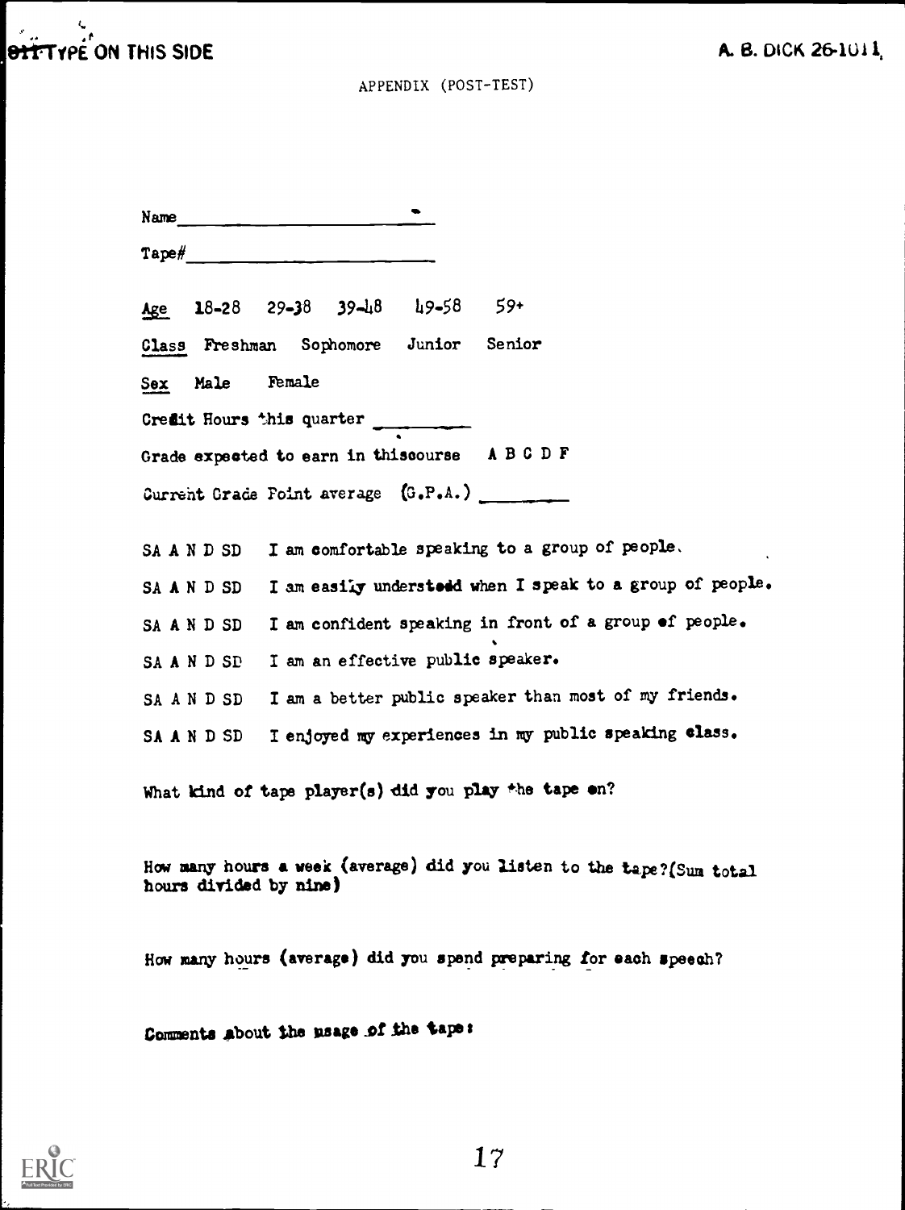APPENDIX (POST-TEST)

Name ______________________

Tape# ______________________

Age 18-28 29-38 39-48 49-58 59+

Class Freshman Sophomore Junior Senior

Sex Male Female

Credit Hours this quarter __________

Grade expected to earn in thiscourse A B C D F

Current Grade Point average (G.P.A.) __________

SA A N D SD I am comfortable speaking to a group of people.

SA A N D SD I am easily understood when I speak to a group of people.

SA A N D SD I am confident speaking in front of a group of people.

SA A N D SD I am an effective public speaker.

SA A N D SD I am a better public speaker than most of my friends.

SA A N D SD I enjoyed my experiences in my public speaking class.

What kind of tape player(s) did you play the tape on?

How many hours a week (average) did you listen to the tape?(Sum total hours divided by nine)

How many hours (average) did you spend preparing for each speech?

Comments about the usage of the tape: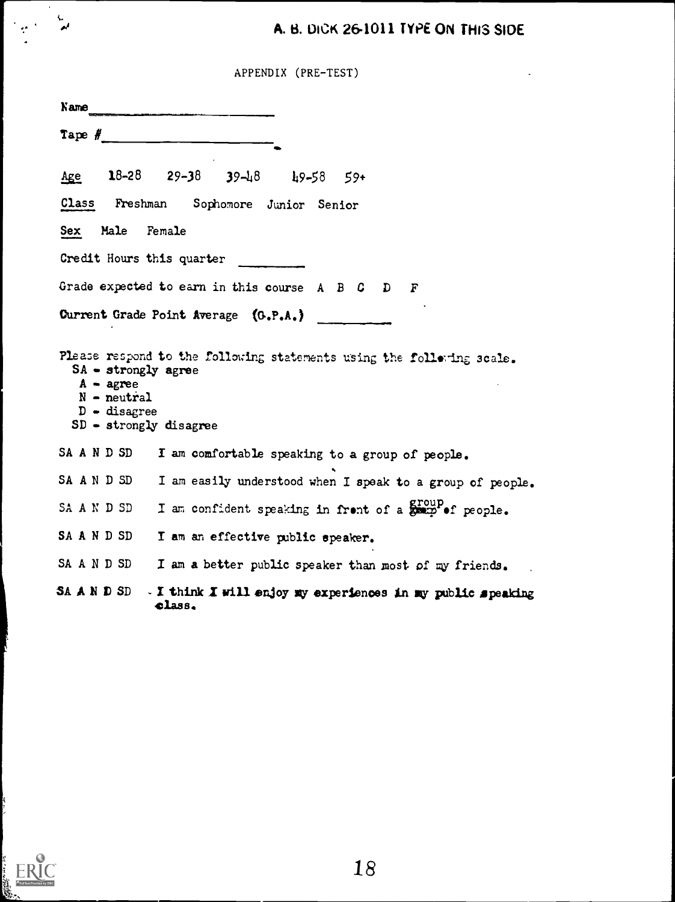A. B. DICK 26-1011 TYPE ON THIS SIDE

APPENDIX (PRE-TEST)

Name ______________________

Tape # ______________________

Age 18-28 29-38 39-48 49-58 59+

Class Freshman Sophomore Junior Senior

Sex Male Female

Credit Hours this quarter ________

Grade expected to earn in this course A B C D F

Current Grade Point Average (G.P.A.) ________

Please respond to the following statements using the following scale.

SA - strongly agree
A - agree
N - neutral
D - disagree
SD - strongly disagree

SA A N D SD I am comfortable speaking to a group of people.

SA A N D SD I am easily understood when I speak to a group of people.

SA A N D SD I am confident speaking in front of a group of people.

SA A N D SD I am an effective public speaker.

SA A N D SD I am a better public speaker than most of my friends.

SA A N D SD I think I will enjoy my experiences in my public speaking class.